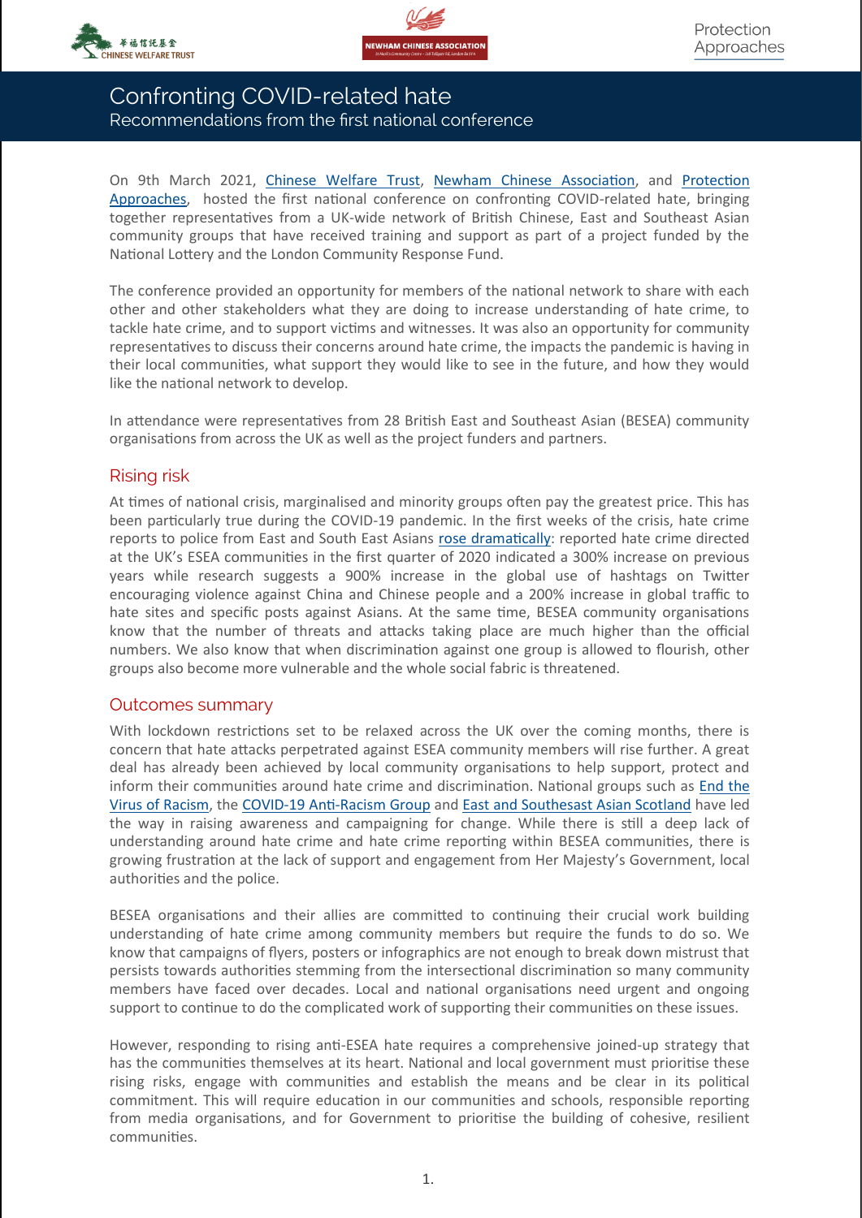# Confronting COVID-related hate

Recommendations from the first national conference

On 9th March 2021, Chinese Welfare Trust, Newham Chinese Association, and Protection Approaches, hosted the first national conference on confronting COVID-related hate, bringing together representatives from a UK-wide network of British Chinese, East and Southeast Asian community groups that have received training and support as part of a project funded by the National Lottery and the London Community Response Fund.

The conference provided an opportunity for members of the national network to share with each other and other stakeholders what they are doing to increase understanding of hate crime, to tackle hate crime, and to support victims and witnesses. It was also an opportunity for community representatives to discuss their concerns around hate crime, the impacts the pandemic is having in their local communities, what support they would like to see in the future, and how they would like the national network to develop.

In attendance were representatives from 28 British East and Southeast Asian (BESEA) community organisations from across the UK as well as the project funders and partners.

## Rising risk

At times of national crisis, marginalised and minority groups often pay the greatest price. This has been particularly true during the COVID-19 pandemic. In the first weeks of the crisis, hate crime reports to police from East and South East Asians rose dramatically: reported hate crime directed at the UK's ESEA communities in the first quarter of 2020 indicated a 300% increase on previous years while research suggests a 900% increase in the global use of hashtags on Twitter encouraging violence against China and Chinese people and a 200% increase in global traffic to hate sites and specific posts against Asians. At the same time, BESEA community organisations know that the number of threats and attacks taking place are much higher than the official numbers. We also know that when discrimination against one group is allowed to flourish, other groups also become more vulnerable and the whole social fabric is threatened.

## Outcomes summary

With lockdown restrictions set to be relaxed across the UK over the coming months, there is concern that hate attacks perpetrated against ESEA community members will rise further. A great deal has already been achieved by local community organisations to help support, protect and inform their communities around hate crime and discrimination. National groups such as End the Virus of Racism, the COVID-19 Anti-Racism Group and East and Southesast Asian Scotland have led the way in raising awareness and campaigning for change. While there is still a deep lack of understanding around hate crime and hate crime reporting within BESEA communities, there is growing frustration at the lack of support and engagement from Her Majesty's Government, local authorities and the police.

BESEA organisations and their allies are committed to continuing their crucial work building understanding of hate crime among community members but require the funds to do so. We know that campaigns of flyers, posters or infographics are not enough to break down mistrust that persists towards authorities stemming from the intersectional discrimination so many community members have faced over decades. Local and national organisations need urgent and ongoing support to continue to do the complicated work of supporting their communities on these issues.

However, responding to rising anti-ESEA hate requires a comprehensive joined-up strategy that has the communities themselves at its heart. National and local government must prioritise these rising risks, engage with communities and establish the means and be clear in its political commitment. This will require education in our communities and schools, responsible reporting from media organisations, and for Government to prioritise the building of cohesive, resilient communities.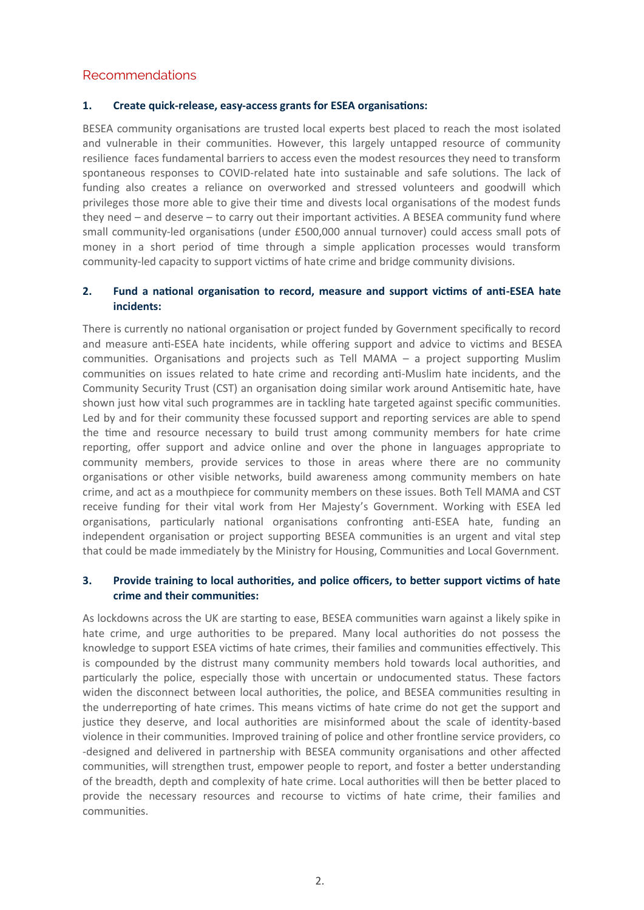## Recommendations

### 1. Create quick-release, easy-access grants for ESEA organisations:

BESEA community organisations are trusted local experts best placed to reach the most isolated and vulnerable in their communities. However, this largely untapped resource of community resilience faces fundamental barriers to access even the modest resources they need to transform spontaneous responses to COVID-related hate into sustainable and safe solutions. The lack of funding also creates a reliance on overworked and stressed volunteers and goodwill which privileges those more able to give their time and divests local organisations of the modest funds they need – and deserve – to carry out their important activities. A BESEA community fund where small community-led organisations (under £500,000 annual turnover) could access small pots of money in a short period of time through a simple application processes would transform community-led capacity to support victims of hate crime and bridge community divisions.

### 2. Fund a national organisation to record, measure and support victims of anti-ESEA hate incidents:

There is currently no national organisation or project funded by Government specifically to record and measure anti-ESEA hate incidents, while offering support and advice to victims and BESEA communities. Organisations and projects such as Tell MAMA – a project supporting Muslim communities on issues related to hate crime and recording anti-Muslim hate incidents, and the Community Security Trust (CST) an organisation doing similar work around Antisemitic hate, have shown just how vital such programmes are in tackling hate targeted against specific communities. Led by and for their community these focussed support and reporting services are able to spend the time and resource necessary to build trust among community members for hate crime reporting, offer support and advice online and over the phone in languages appropriate to community members, provide services to those in areas where there are no community organisations or other visible networks, build awareness among community members on hate crime, and act as a mouthpiece for community members on these issues. Both Tell MAMA and CST receive funding for their vital work from Her Majesty's Government. Working with ESEA led organisations, particularly national organisations confronting anti-ESEA hate, funding an independent organisation or project supporting BESEA communities is an urgent and vital step that could be made immediately by the Ministry for Housing, Communities and Local Government.

### 3. Provide training to local authorities, and police officers, to better support victims of hate crime and their communities:

As lockdowns across the UK are starting to ease, BESEA communities warn against a likely spike in hate crime, and urge authorities to be prepared. Many local authorities do not possess the knowledge to support ESEA victims of hate crimes, their families and communities effectively. This is compounded by the distrust many community members hold towards local authorities, and particularly the police, especially those with uncertain or undocumented status. These factors widen the disconnect between local authorities, the police, and BESEA communities resulting in the underreporting of hate crimes. This means victims of hate crime do not get the support and justice they deserve, and local authorities are misinformed about the scale of identity-based violence in their communities. Improved training of police and other frontline service providers, co-designed and delivered in partnership with BESEA community organisations and other affected communities, will strengthen trust, empower people to report, and foster a better understanding of the breadth, depth and complexity of hate crime. Local authorities will then be better placed to provide the necessary resources and recourse to victims of hate crime, their families and communities.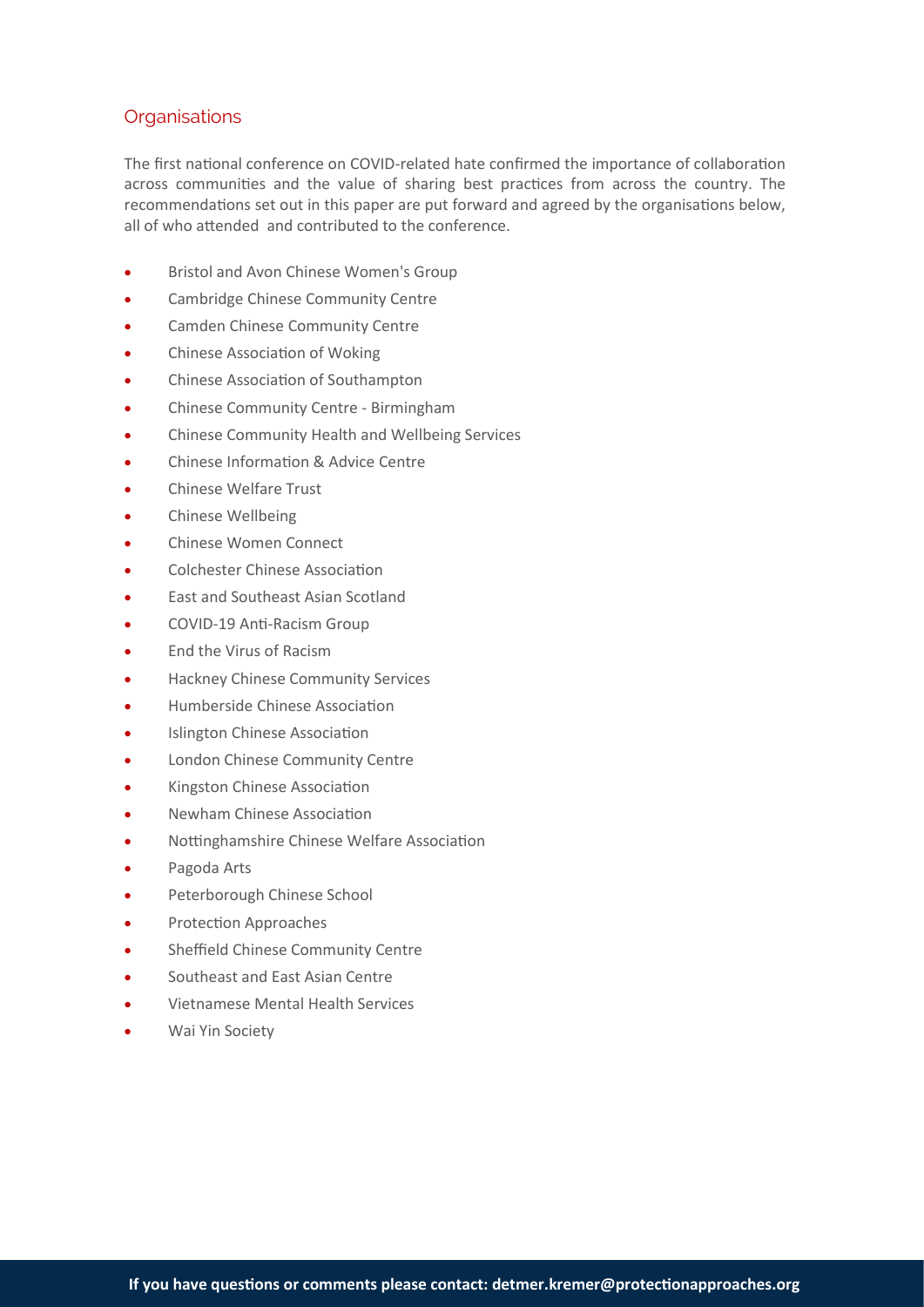## Organisations

The first national conference on COVID-related hate confirmed the importance of collaboration across communities and the value of sharing best practices from across the country. The recommendations set out in this paper are put forward and agreed by the organisations below, all of who attended and contributed to the conference.

- Bristol and Avon Chinese Women's Group
- Cambridge Chinese Community Centre
- Camden Chinese Community Centre
- Chinese Association of Woking
- Chinese Association of Southampton
- Chinese Community Centre - Birmingham
- Chinese Community Health and Wellbeing Services
- Chinese Information & Advice Centre
- Chinese Welfare Trust
- Chinese Wellbeing
- Chinese Women Connect
- Colchester Chinese Association
- East and Southeast Asian Scotland
- COVID-19 Anti-Racism Group
- End the Virus of Racism
- Hackney Chinese Community Services
- Humberside Chinese Association
- Islington Chinese Association
- London Chinese Community Centre
- Kingston Chinese Association
- Newham Chinese Association
- Nottinghamshire Chinese Welfare Association
- Pagoda Arts
- Peterborough Chinese School
- Protection Approaches
- Sheffield Chinese Community Centre
- Southeast and East Asian Centre
- Vietnamese Mental Health Services
- Wai Yin Society

**If you have questions or comments please contact: detmer.kremer@protectionapproaches.org**